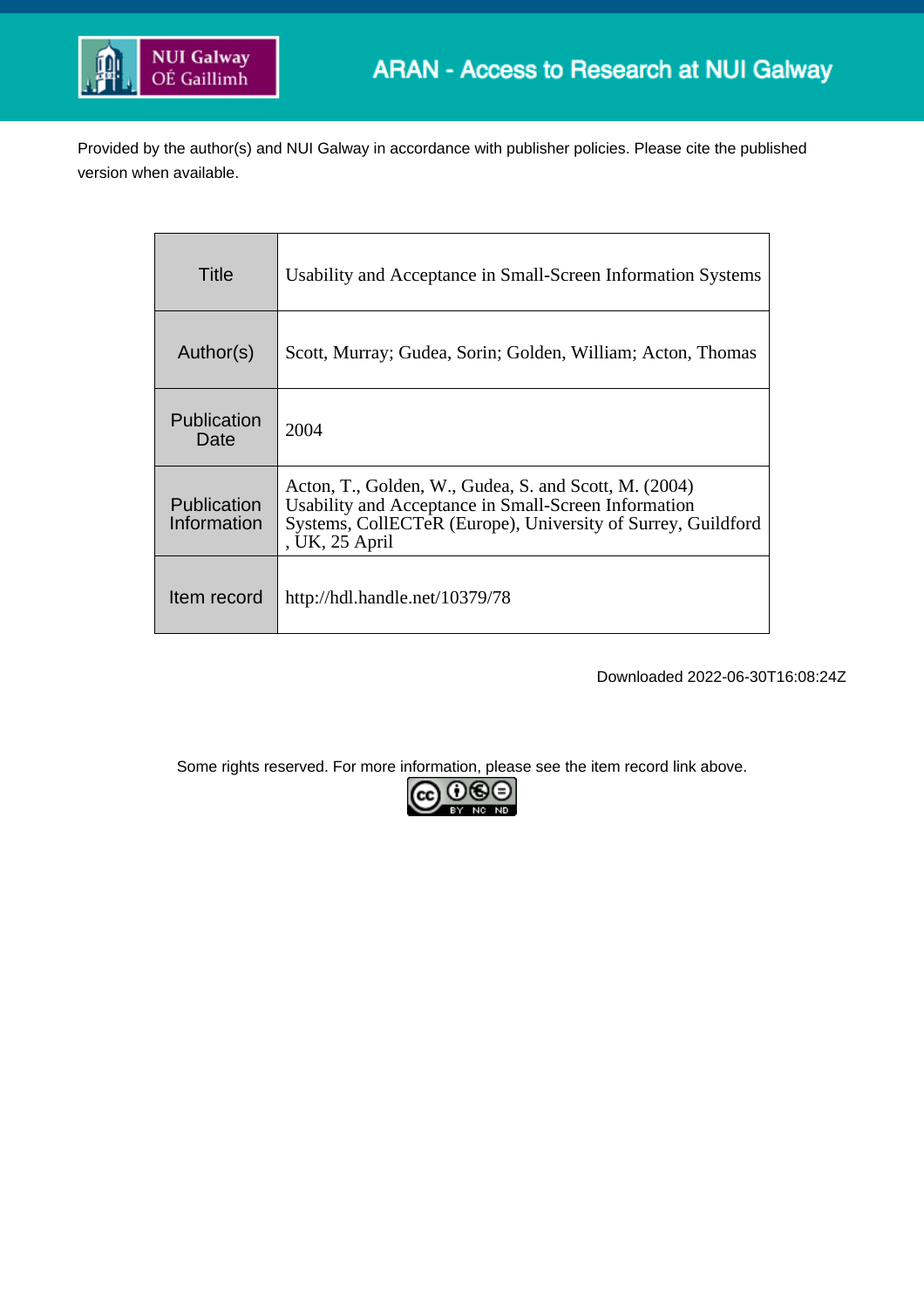ARAN - Access to Research at NUI Galway

Provided by the author(s) and NUI Galway in accordance with publisher policies. Please cite the published version when available.

| Title | Usability and Acceptance in Small-Screen Information Systems |
|---|---|
| Author(s) | Scott, Murray; Gudea, Sorin; Golden, William; Acton, Thomas |
| Publication Date | 2004 |
| Publication Information | Acton, T., Golden, W., Gudea, S. and Scott, M. (2004) Usability and Acceptance in Small-Screen Information Systems, CollECTeR (Europe), University of Surrey, Guildford , UK, 25 April |
| Item record | http://hdl.handle.net/10379/78 |

Downloaded 2022-06-30T16:08:24Z

Some rights reserved. For more information, please see the item record link above.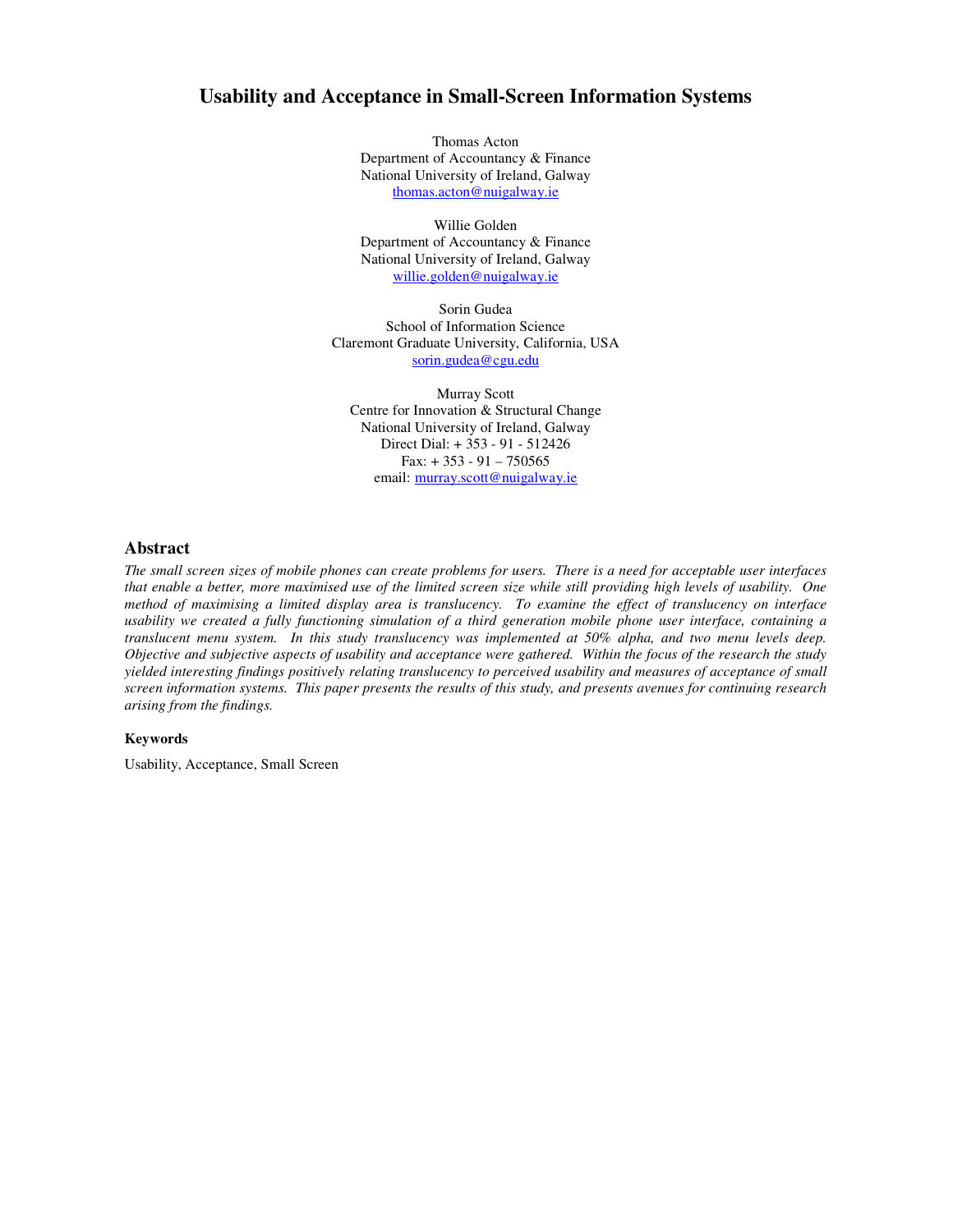# Usability and Acceptance in Small-Screen Information Systems

Thomas Acton
Department of Accountancy & Finance
National University of Ireland, Galway
thomas.acton@nuigalway.ie

Willie Golden
Department of Accountancy & Finance
National University of Ireland, Galway
willie.golden@nuigalway.ie

Sorin Gudea
School of Information Science
Claremont Graduate University, California, USA
sorin.gudea@cgu.edu

Murray Scott
Centre for Innovation & Structural Change
National University of Ireland, Galway
Direct Dial: + 353 - 91 - 512426
Fax: + 353 - 91 – 750565
email: murray.scott@nuigalway.ie

## Abstract

*The small screen sizes of mobile phones can create problems for users. There is a need for acceptable user interfaces that enable a better, more maximised use of the limited screen size while still providing high levels of usability. One method of maximising a limited display area is translucency. To examine the effect of translucency on interface usability we created a fully functioning simulation of a third generation mobile phone user interface, containing a translucent menu system. In this study translucency was implemented at 50% alpha, and two menu levels deep. Objective and subjective aspects of usability and acceptance were gathered. Within the focus of the research the study yielded interesting findings positively relating translucency to perceived usability and measures of acceptance of small screen information systems. This paper presents the results of this study, and presents avenues for continuing research arising from the findings.*

### Keywords

Usability, Acceptance, Small Screen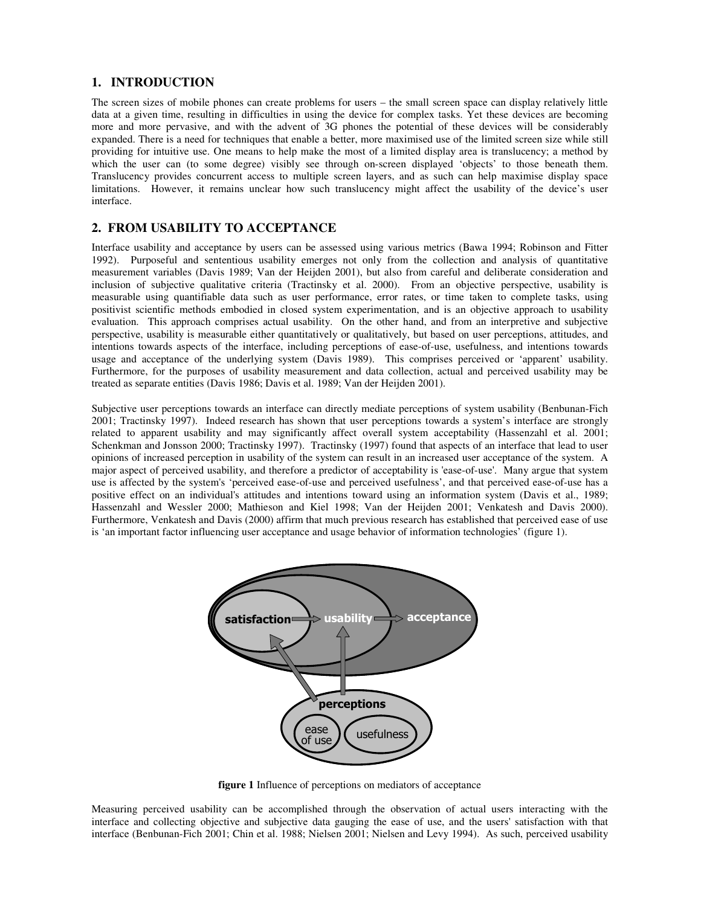## 1. INTRODUCTION

The screen sizes of mobile phones can create problems for users – the small screen space can display relatively little data at a given time, resulting in difficulties in using the device for complex tasks. Yet these devices are becoming more and more pervasive, and with the advent of 3G phones the potential of these devices will be considerably expanded. There is a need for techniques that enable a better, more maximised use of the limited screen size while still providing for intuitive use. One means to help make the most of a limited display area is translucency; a method by which the user can (to some degree) visibly see through on-screen displayed 'objects' to those beneath them. Translucency provides concurrent access to multiple screen layers, and as such can help maximise display space limitations. However, it remains unclear how such translucency might affect the usability of the device's user interface.

## 2. FROM USABILITY TO ACCEPTANCE

Interface usability and acceptance by users can be assessed using various metrics (Bawa 1994; Robinson and Fitter 1992). Purposeful and sententious usability emerges not only from the collection and analysis of quantitative measurement variables (Davis 1989; Van der Heijden 2001), but also from careful and deliberate consideration and inclusion of subjective qualitative criteria (Tractinsky et al. 2000). From an objective perspective, usability is measurable using quantifiable data such as user performance, error rates, or time taken to complete tasks, using positivist scientific methods embodied in closed system experimentation, and is an objective approach to usability evaluation. This approach comprises actual usability. On the other hand, and from an interpretive and subjective perspective, usability is measurable either quantitatively or qualitatively, but based on user perceptions, attitudes, and intentions towards aspects of the interface, including perceptions of ease-of-use, usefulness, and intentions towards usage and acceptance of the underlying system (Davis 1989). This comprises perceived or 'apparent' usability. Furthermore, for the purposes of usability measurement and data collection, actual and perceived usability may be treated as separate entities (Davis 1986; Davis et al. 1989; Van der Heijden 2001).

Subjective user perceptions towards an interface can directly mediate perceptions of system usability (Benbunan-Fich 2001; Tractinsky 1997). Indeed research has shown that user perceptions towards a system's interface are strongly related to apparent usability and may significantly affect overall system acceptability (Hassenzahl et al. 2001; Schenkman and Jonsson 2000; Tractinsky 1997). Tractinsky (1997) found that aspects of an interface that lead to user opinions of increased perception in usability of the system can result in an increased user acceptance of the system. A major aspect of perceived usability, and therefore a predictor of acceptability is 'ease-of-use'. Many argue that system use is affected by the system's 'perceived ease-of-use and perceived usefulness', and that perceived ease-of-use has a positive effect on an individual's attitudes and intentions toward using an information system (Davis et al., 1989; Hassenzahl and Wessler 2000; Mathieson and Kiel 1998; Van der Heijden 2001; Venkatesh and Davis 2000). Furthermore, Venkatesh and Davis (2000) affirm that much previous research has established that perceived ease of use is 'an important factor influencing user acceptance and usage behavior of information technologies' (figure 1).

**figure 1** Influence of perceptions on mediators of acceptance

Measuring perceived usability can be accomplished through the observation of actual users interacting with the interface and collecting objective and subjective data gauging the ease of use, and the users' satisfaction with that interface (Benbunan-Fich 2001; Chin et al. 1988; Nielsen 2001; Nielsen and Levy 1994). As such, perceived usability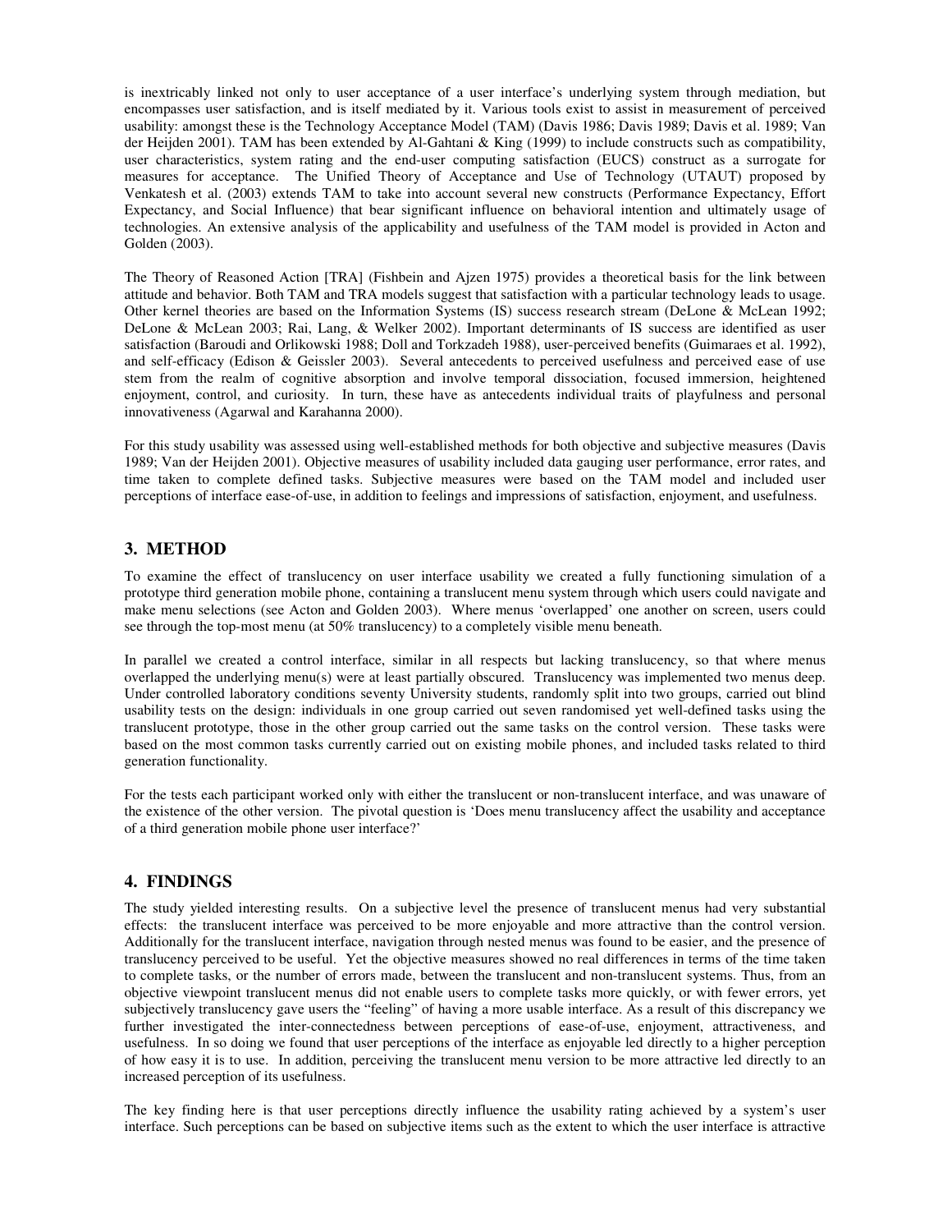is inextricably linked not only to user acceptance of a user interface's underlying system through mediation, but encompasses user satisfaction, and is itself mediated by it. Various tools exist to assist in measurement of perceived usability: amongst these is the Technology Acceptance Model (TAM) (Davis 1986; Davis 1989; Davis et al. 1989; Van der Heijden 2001). TAM has been extended by Al-Gahtani & King (1999) to include constructs such as compatibility, user characteristics, system rating and the end-user computing satisfaction (EUCS) construct as a surrogate for measures for acceptance. The Unified Theory of Acceptance and Use of Technology (UTAUT) proposed by Venkatesh et al. (2003) extends TAM to take into account several new constructs (Performance Expectancy, Effort Expectancy, and Social Influence) that bear significant influence on behavioral intention and ultimately usage of technologies. An extensive analysis of the applicability and usefulness of the TAM model is provided in Acton and Golden (2003).

The Theory of Reasoned Action [TRA] (Fishbein and Ajzen 1975) provides a theoretical basis for the link between attitude and behavior. Both TAM and TRA models suggest that satisfaction with a particular technology leads to usage. Other kernel theories are based on the Information Systems (IS) success research stream (DeLone & McLean 1992; DeLone & McLean 2003; Rai, Lang, & Welker 2002). Important determinants of IS success are identified as user satisfaction (Baroudi and Orlikowski 1988; Doll and Torkzadeh 1988), user-perceived benefits (Guimaraes et al. 1992), and self-efficacy (Edison & Geissler 2003). Several antecedents to perceived usefulness and perceived ease of use stem from the realm of cognitive absorption and involve temporal dissociation, focused immersion, heightened enjoyment, control, and curiosity. In turn, these have as antecedents individual traits of playfulness and personal innovativeness (Agarwal and Karahanna 2000).

For this study usability was assessed using well-established methods for both objective and subjective measures (Davis 1989; Van der Heijden 2001). Objective measures of usability included data gauging user performance, error rates, and time taken to complete defined tasks. Subjective measures were based on the TAM model and included user perceptions of interface ease-of-use, in addition to feelings and impressions of satisfaction, enjoyment, and usefulness.

## 3. METHOD

To examine the effect of translucency on user interface usability we created a fully functioning simulation of a prototype third generation mobile phone, containing a translucent menu system through which users could navigate and make menu selections (see Acton and Golden 2003). Where menus 'overlapped' one another on screen, users could see through the top-most menu (at 50% translucency) to a completely visible menu beneath.

In parallel we created a control interface, similar in all respects but lacking translucency, so that where menus overlapped the underlying menu(s) were at least partially obscured. Translucency was implemented two menus deep. Under controlled laboratory conditions seventy University students, randomly split into two groups, carried out blind usability tests on the design: individuals in one group carried out seven randomised yet well-defined tasks using the translucent prototype, those in the other group carried out the same tasks on the control version. These tasks were based on the most common tasks currently carried out on existing mobile phones, and included tasks related to third generation functionality.

For the tests each participant worked only with either the translucent or non-translucent interface, and was unaware of the existence of the other version. The pivotal question is 'Does menu translucency affect the usability and acceptance of a third generation mobile phone user interface?'

## 4. FINDINGS

The study yielded interesting results. On a subjective level the presence of translucent menus had very substantial effects: the translucent interface was perceived to be more enjoyable and more attractive than the control version. Additionally for the translucent interface, navigation through nested menus was found to be easier, and the presence of translucency perceived to be useful. Yet the objective measures showed no real differences in terms of the time taken to complete tasks, or the number of errors made, between the translucent and non-translucent systems. Thus, from an objective viewpoint translucent menus did not enable users to complete tasks more quickly, or with fewer errors, yet subjectively translucency gave users the "feeling" of having a more usable interface. As a result of this discrepancy we further investigated the inter-connectedness between perceptions of ease-of-use, enjoyment, attractiveness, and usefulness. In so doing we found that user perceptions of the interface as enjoyable led directly to a higher perception of how easy it is to use. In addition, perceiving the translucent menu version to be more attractive led directly to an increased perception of its usefulness.

The key finding here is that user perceptions directly influence the usability rating achieved by a system's user interface. Such perceptions can be based on subjective items such as the extent to which the user interface is attractive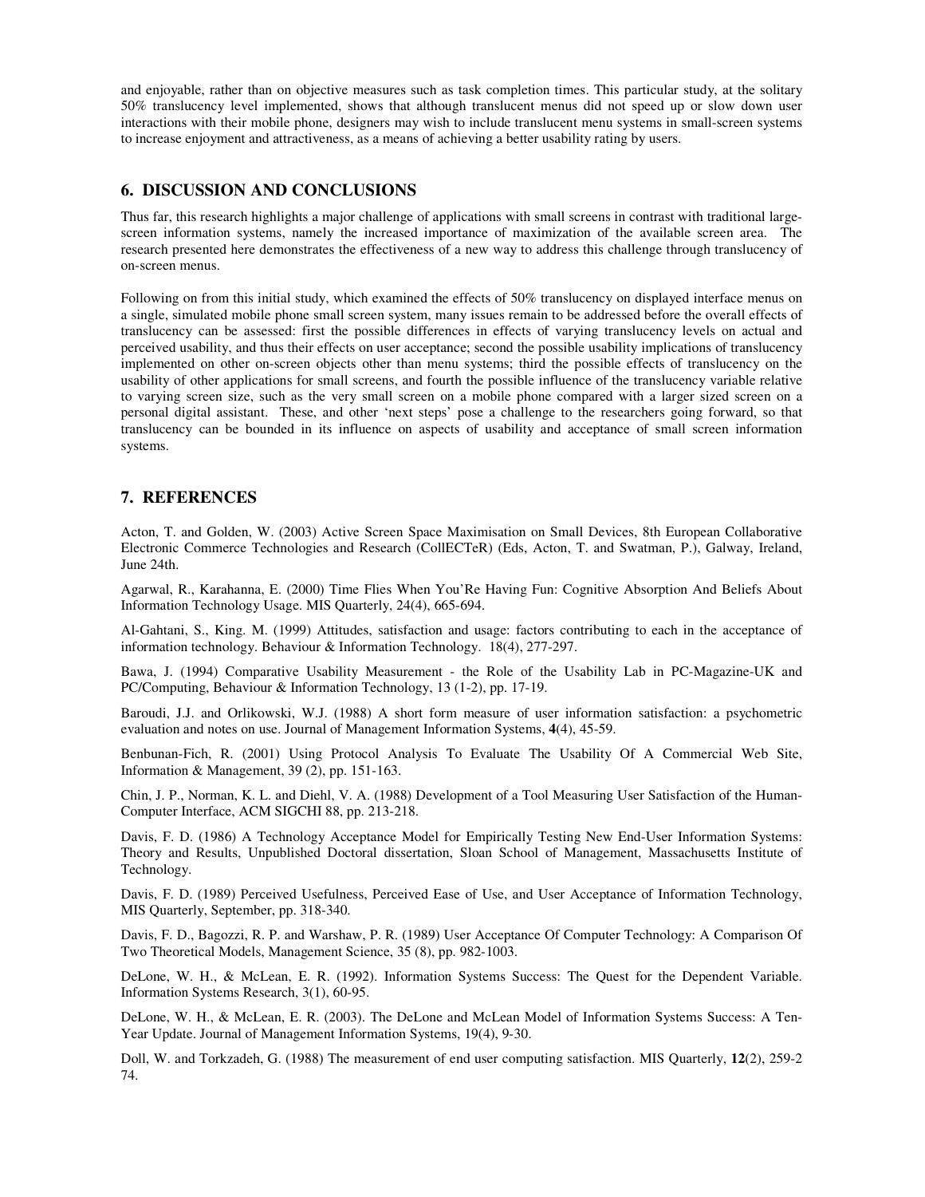and enjoyable, rather than on objective measures such as task completion times. This particular study, at the solitary 50% translucency level implemented, shows that although translucent menus did not speed up or slow down user interactions with their mobile phone, designers may wish to include translucent menu systems in small-screen systems to increase enjoyment and attractiveness, as a means of achieving a better usability rating by users.

## 6. DISCUSSION AND CONCLUSIONS

Thus far, this research highlights a major challenge of applications with small screens in contrast with traditional large-screen information systems, namely the increased importance of maximization of the available screen area. The research presented here demonstrates the effectiveness of a new way to address this challenge through translucency of on-screen menus.

Following on from this initial study, which examined the effects of 50% translucency on displayed interface menus on a single, simulated mobile phone small screen system, many issues remain to be addressed before the overall effects of translucency can be assessed: first the possible differences in effects of varying translucency levels on actual and perceived usability, and thus their effects on user acceptance; second the possible usability implications of translucency implemented on other on-screen objects other than menu systems; third the possible effects of translucency on the usability of other applications for small screens, and fourth the possible influence of the translucency variable relative to varying screen size, such as the very small screen on a mobile phone compared with a larger sized screen on a personal digital assistant. These, and other 'next steps' pose a challenge to the researchers going forward, so that translucency can be bounded in its influence on aspects of usability and acceptance of small screen information systems.

## 7. REFERENCES

Acton, T. and Golden, W. (2003) Active Screen Space Maximisation on Small Devices, 8th European Collaborative Electronic Commerce Technologies and Research (CollECTeR) (Eds, Acton, T. and Swatman, P.), Galway, Ireland, June 24th.

Agarwal, R., Karahanna, E. (2000) Time Flies When You'Re Having Fun: Cognitive Absorption And Beliefs About Information Technology Usage. MIS Quarterly, 24(4), 665-694.

Al-Gahtani, S., King. M. (1999) Attitudes, satisfaction and usage: factors contributing to each in the acceptance of information technology. Behaviour & Information Technology. 18(4), 277-297.

Bawa, J. (1994) Comparative Usability Measurement - the Role of the Usability Lab in PC-Magazine-UK and PC/Computing, Behaviour & Information Technology, 13 (1-2), pp. 17-19.

Baroudi, J.J. and Orlikowski, W.J. (1988) A short form measure of user information satisfaction: a psychometric evaluation and notes on use. Journal of Management Information Systems, **4**(4), 45-59.

Benbunan-Fich, R. (2001) Using Protocol Analysis To Evaluate The Usability Of A Commercial Web Site, Information & Management, 39 (2), pp. 151-163.

Chin, J. P., Norman, K. L. and Diehl, V. A. (1988) Development of a Tool Measuring User Satisfaction of the Human-Computer Interface, ACM SIGCHI 88, pp. 213-218.

Davis, F. D. (1986) A Technology Acceptance Model for Empirically Testing New End-User Information Systems: Theory and Results, Unpublished Doctoral dissertation, Sloan School of Management, Massachusetts Institute of Technology.

Davis, F. D. (1989) Perceived Usefulness, Perceived Ease of Use, and User Acceptance of Information Technology, MIS Quarterly, September, pp. 318-340.

Davis, F. D., Bagozzi, R. P. and Warshaw, P. R. (1989) User Acceptance Of Computer Technology: A Comparison Of Two Theoretical Models, Management Science, 35 (8), pp. 982-1003.

DeLone, W. H., & McLean, E. R. (1992). Information Systems Success: The Quest for the Dependent Variable. Information Systems Research, 3(1), 60-95.

DeLone, W. H., & McLean, E. R. (2003). The DeLone and McLean Model of Information Systems Success: A Ten-Year Update. Journal of Management Information Systems, 19(4), 9-30.

Doll, W. and Torkzadeh, G. (1988) The measurement of end user computing satisfaction. MIS Quarterly, **12**(2), 259-2 74.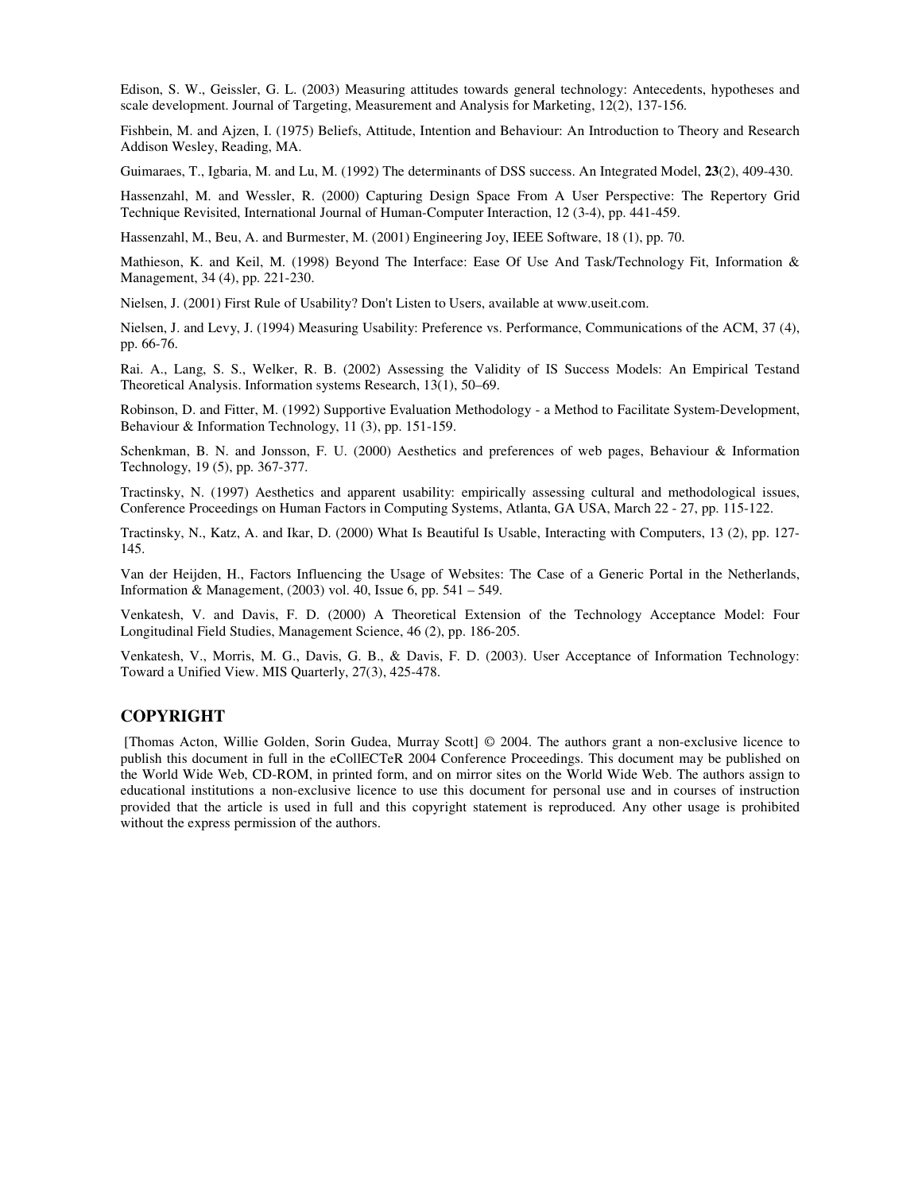Edison, S. W., Geissler, G. L. (2003) Measuring attitudes towards general technology: Antecedents, hypotheses and scale development. Journal of Targeting, Measurement and Analysis for Marketing, 12(2), 137-156.

Fishbein, M. and Ajzen, I. (1975) Beliefs, Attitude, Intention and Behaviour: An Introduction to Theory and Research Addison Wesley, Reading, MA.

Guimaraes, T., Igbaria, M. and Lu, M. (1992) The determinants of DSS success. An Integrated Model, **23**(2), 409-430.

Hassenzahl, M. and Wessler, R. (2000) Capturing Design Space From A User Perspective: The Repertory Grid Technique Revisited, International Journal of Human-Computer Interaction, 12 (3-4), pp. 441-459.

Hassenzahl, M., Beu, A. and Burmester, M. (2001) Engineering Joy, IEEE Software, 18 (1), pp. 70.

Mathieson, K. and Keil, M. (1998) Beyond The Interface: Ease Of Use And Task/Technology Fit, Information & Management, 34 (4), pp. 221-230.

Nielsen, J. (2001) First Rule of Usability? Don't Listen to Users, available at www.useit.com.

Nielsen, J. and Levy, J. (1994) Measuring Usability: Preference vs. Performance, Communications of the ACM, 37 (4), pp. 66-76.

Rai. A., Lang, S. S., Welker, R. B. (2002) Assessing the Validity of IS Success Models: An Empirical Testand Theoretical Analysis. Information systems Research, 13(1), 50–69.

Robinson, D. and Fitter, M. (1992) Supportive Evaluation Methodology - a Method to Facilitate System-Development, Behaviour & Information Technology, 11 (3), pp. 151-159.

Schenkman, B. N. and Jonsson, F. U. (2000) Aesthetics and preferences of web pages, Behaviour & Information Technology, 19 (5), pp. 367-377.

Tractinsky, N. (1997) Aesthetics and apparent usability: empirically assessing cultural and methodological issues, Conference Proceedings on Human Factors in Computing Systems, Atlanta, GA USA, March 22 - 27, pp. 115-122.

Tractinsky, N., Katz, A. and Ikar, D. (2000) What Is Beautiful Is Usable, Interacting with Computers, 13 (2), pp. 127-145.

Van der Heijden, H., Factors Influencing the Usage of Websites: The Case of a Generic Portal in the Netherlands, Information & Management, (2003) vol. 40, Issue 6, pp. 541 – 549.

Venkatesh, V. and Davis, F. D. (2000) A Theoretical Extension of the Technology Acceptance Model: Four Longitudinal Field Studies, Management Science, 46 (2), pp. 186-205.

Venkatesh, V., Morris, M. G., Davis, G. B., & Davis, F. D. (2003). User Acceptance of Information Technology: Toward a Unified View. MIS Quarterly, 27(3), 425-478.

## COPYRIGHT

[Thomas Acton, Willie Golden, Sorin Gudea, Murray Scott] © 2004. The authors grant a non-exclusive licence to publish this document in full in the eCollECTeR 2004 Conference Proceedings. This document may be published on the World Wide Web, CD-ROM, in printed form, and on mirror sites on the World Wide Web. The authors assign to educational institutions a non-exclusive licence to use this document for personal use and in courses of instruction provided that the article is used in full and this copyright statement is reproduced. Any other usage is prohibited without the express permission of the authors.